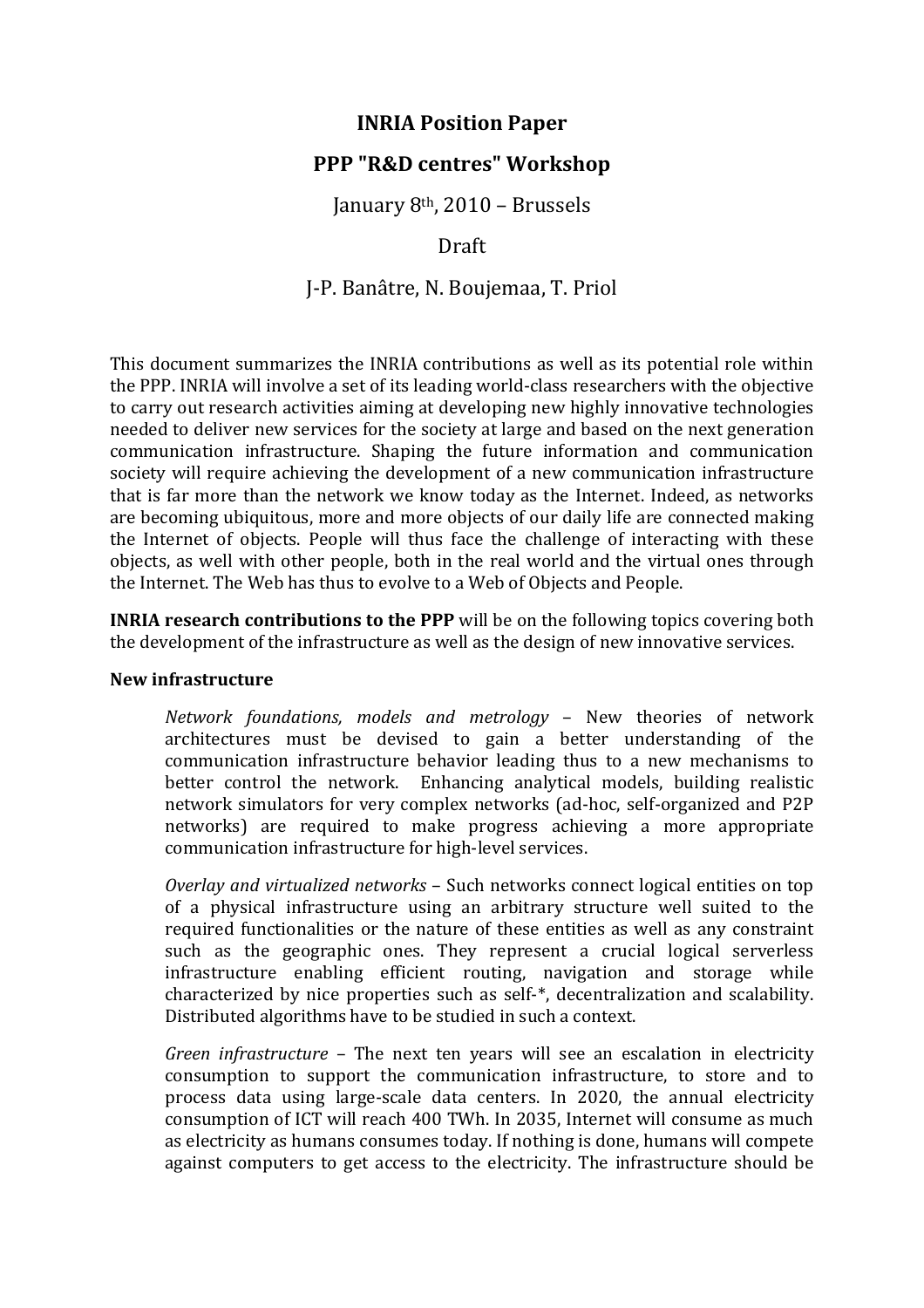# INRIA Position Paper

## PPP "R&D centres" Workshop

January 8th, 2010 – Brussels

Draft

J-P. Banâtre, N. Boujemaa, T. Priol

This document summarizes the INRIA contributions as well as its potential role within the PPP. INRIA will involve a set of its leading world-class researchers with the objective to carry out research activities aiming at developing new highly innovative technologies needed to deliver new services for the society at large and based on the next generation communication infrastructure. Shaping the future information and communication society will require achieving the development of a new communication infrastructure that is far more than the network we know today as the Internet. Indeed, as networks are becoming ubiquitous, more and more objects of our daily life are connected making the Internet of objects. People will thus face the challenge of interacting with these objects, as well with other people, both in the real world and the virtual ones through the Internet. The Web has thus to evolve to a Web of Objects and People.

**INRIA research contributions to the PPP** will be on the following topics covering both the development of the infrastructure as well as the design of new innovative services.

**New infrastructure**

> *Network foundations, models and metrology* – New theories of network architectures must be devised to gain a better understanding of the communication infrastructure behavior leading thus to a new mechanisms to better control the network. Enhancing analytical models, building realistic network simulators for very complex networks (ad-hoc, self-organized and P2P networks) are required to make progress achieving a more appropriate communication infrastructure for high-level services.
>
> *Overlay and virtualized networks* – Such networks connect logical entities on top of a physical infrastructure using an arbitrary structure well suited to the required functionalities or the nature of these entities as well as any constraint such as the geographic ones. They represent a crucial logical serverless infrastructure enabling efficient routing, navigation and storage while characterized by nice properties such as self-*, decentralization and scalability. Distributed algorithms have to be studied in such a context.
>
> *Green infrastructure* – The next ten years will see an escalation in electricity consumption to support the communication infrastructure, to store and to process data using large-scale data centers. In 2020, the annual electricity consumption of ICT will reach 400 TWh. In 2035, Internet will consume as much as electricity as humans consumes today. If nothing is done, humans will compete against computers to get access to the electricity. The infrastructure should be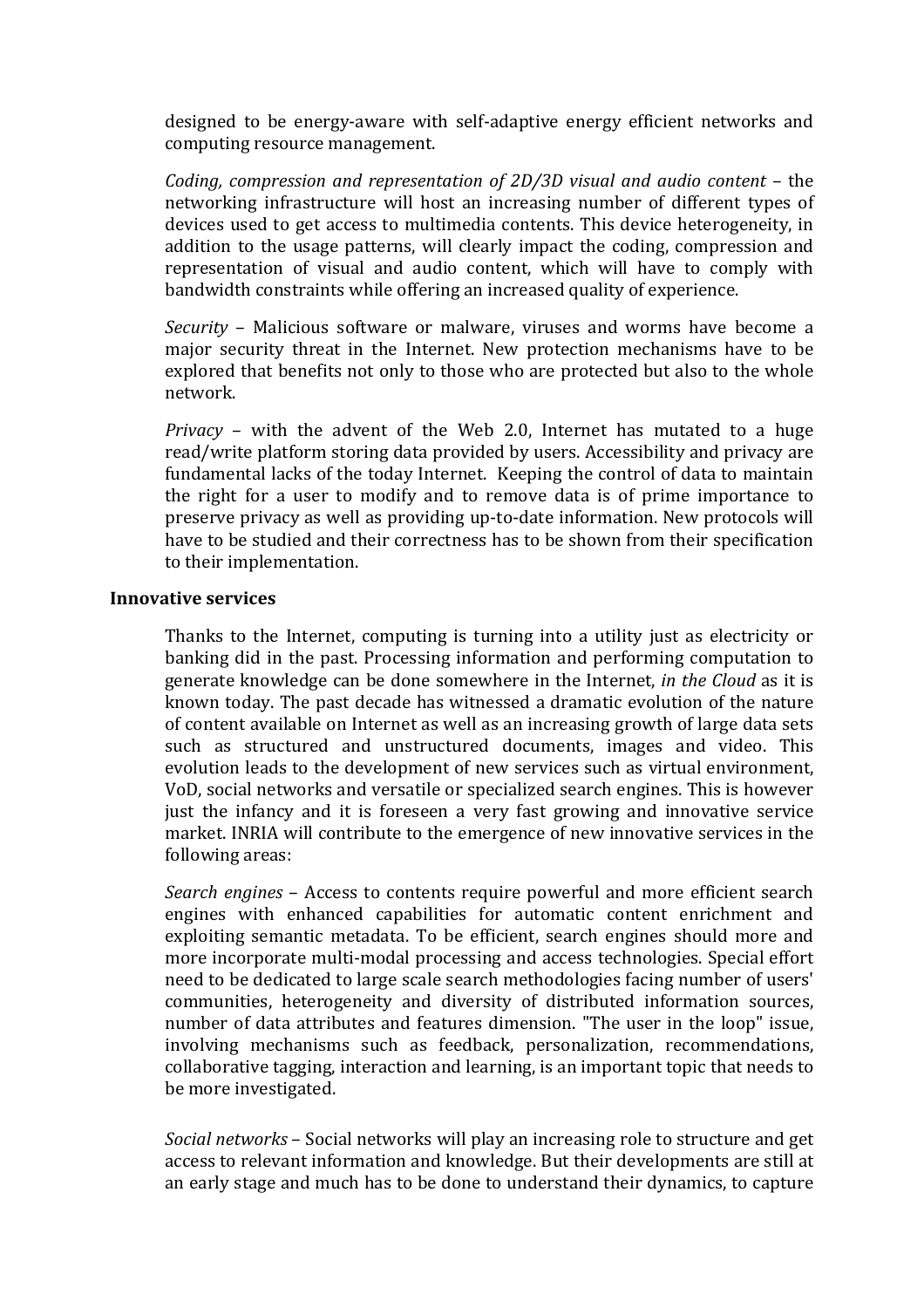designed to be energy-aware with self-adaptive energy efficient networks and computing resource management.

*Coding, compression and representation of 2D/3D visual and audio content* – the networking infrastructure will host an increasing number of different types of devices used to get access to multimedia contents. This device heterogeneity, in addition to the usage patterns, will clearly impact the coding, compression and representation of visual and audio content, which will have to comply with bandwidth constraints while offering an increased quality of experience.

*Security* – Malicious software or malware, viruses and worms have become a major security threat in the Internet. New protection mechanisms have to be explored that benefits not only to those who are protected but also to the whole network.

*Privacy* – with the advent of the Web 2.0, Internet has mutated to a huge read/write platform storing data provided by users. Accessibility and privacy are fundamental lacks of the today Internet. Keeping the control of data to maintain the right for a user to modify and to remove data is of prime importance to preserve privacy as well as providing up-to-date information. New protocols will have to be studied and their correctness has to be shown from their specification to their implementation.

**Innovative services**

Thanks to the Internet, computing is turning into a utility just as electricity or banking did in the past. Processing information and performing computation to generate knowledge can be done somewhere in the Internet, *in the Cloud* as it is known today. The past decade has witnessed a dramatic evolution of the nature of content available on Internet as well as an increasing growth of large data sets such as structured and unstructured documents, images and video. This evolution leads to the development of new services such as virtual environment, VoD, social networks and versatile or specialized search engines. This is however just the infancy and it is foreseen a very fast growing and innovative service market. INRIA will contribute to the emergence of new innovative services in the following areas:

*Search engines* – Access to contents require powerful and more efficient search engines with enhanced capabilities for automatic content enrichment and exploiting semantic metadata. To be efficient, search engines should more and more incorporate multi-modal processing and access technologies. Special effort need to be dedicated to large scale search methodologies facing number of users' communities, heterogeneity and diversity of distributed information sources, number of data attributes and features dimension. "The user in the loop" issue, involving mechanisms such as feedback, personalization, recommendations, collaborative tagging, interaction and learning, is an important topic that needs to be more investigated.

*Social networks* – Social networks will play an increasing role to structure and get access to relevant information and knowledge. But their developments are still at an early stage and much has to be done to understand their dynamics, to capture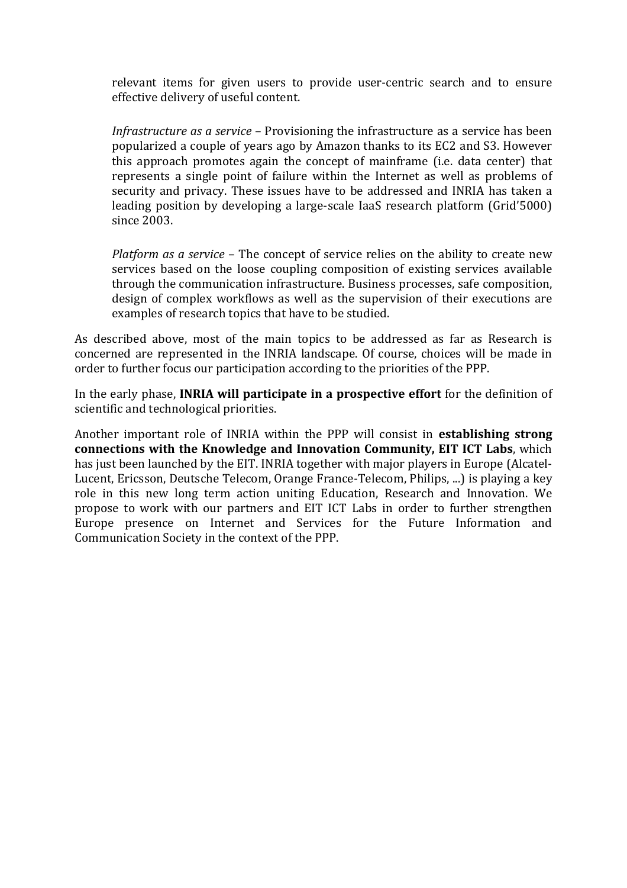relevant items for given users to provide user-centric search and to ensure effective delivery of useful content.

*Infrastructure as a service* – Provisioning the infrastructure as a service has been popularized a couple of years ago by Amazon thanks to its EC2 and S3. However this approach promotes again the concept of mainframe (i.e. data center) that represents a single point of failure within the Internet as well as problems of security and privacy. These issues have to be addressed and INRIA has taken a leading position by developing a large-scale IaaS research platform (Grid'5000) since 2003.

*Platform as a service* – The concept of service relies on the ability to create new services based on the loose coupling composition of existing services available through the communication infrastructure. Business processes, safe composition, design of complex workflows as well as the supervision of their executions are examples of research topics that have to be studied.

As described above, most of the main topics to be addressed as far as Research is concerned are represented in the INRIA landscape. Of course, choices will be made in order to further focus our participation according to the priorities of the PPP.

In the early phase, **INRIA will participate in a prospective effort** for the definition of scientific and technological priorities.

Another important role of INRIA within the PPP will consist in **establishing strong connections with the Knowledge and Innovation Community, EIT ICT Labs**, which has just been launched by the EIT. INRIA together with major players in Europe (Alcatel-Lucent, Ericsson, Deutsche Telecom, Orange France-Telecom, Philips, ...) is playing a key role in this new long term action uniting Education, Research and Innovation. We propose to work with our partners and EIT ICT Labs in order to further strengthen Europe presence on Internet and Services for the Future Information and Communication Society in the context of the PPP.